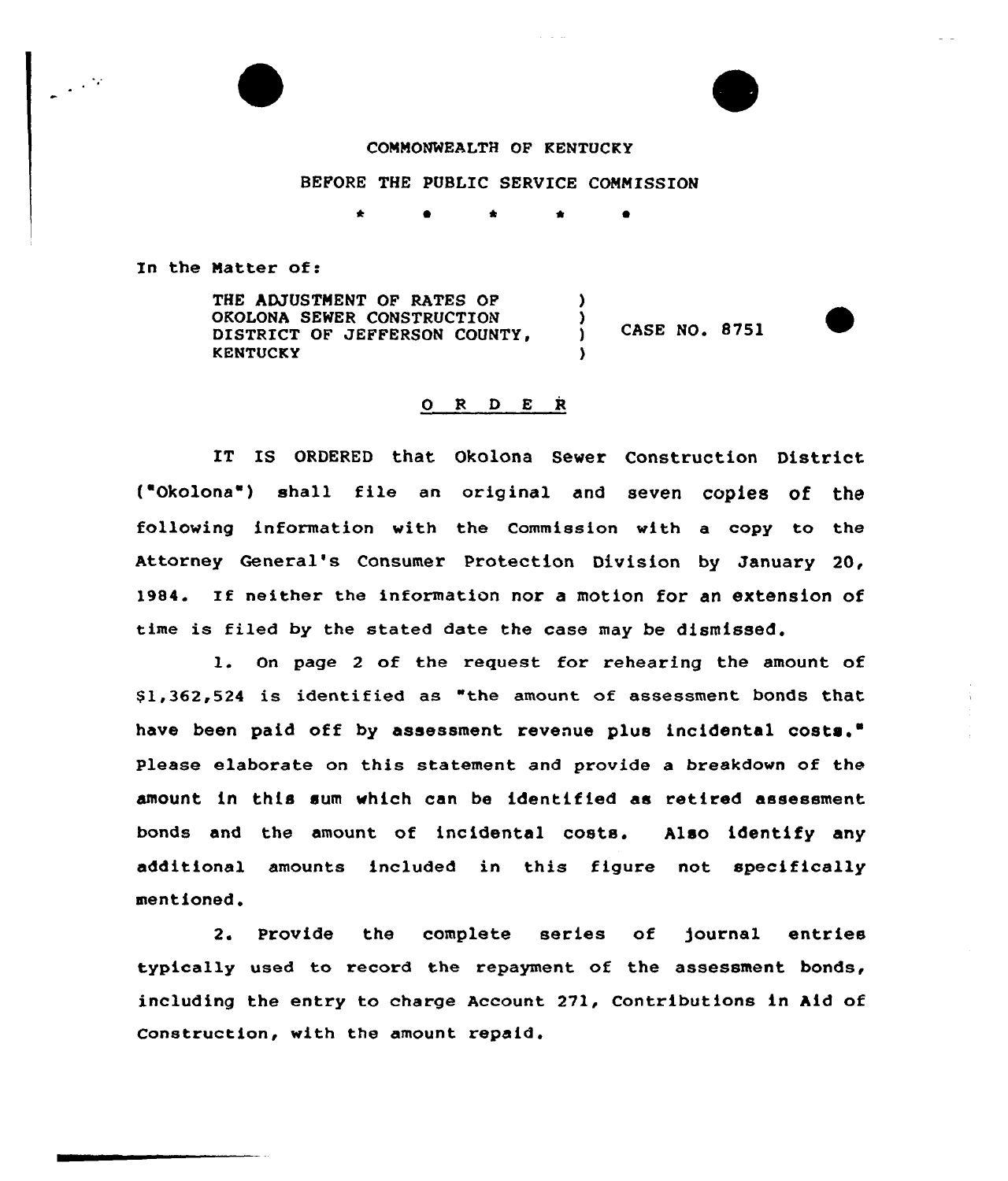COMMONWEALTH OF KENTUCKY

BEFORE THE PUBLIC SERVICE COMMISSION

\* \* \* \* \*

In the Matter of:

THE ADJUSTMENT OF RATES OF OKOLONA SEWER CONSTRUCTION DISTRICT OF JEFFERSON COUNTY, KENTUCKY ) CASE NO. 8751

O R D E R

IT IS ORDERED that Okolona Sewer Construction District ("Okolona") shall file an original and seven copies of the following information with the Commission with a copy to the Attorney General's Consumer Protection Division by January 20, 1984. If neither the information nor a motion for an extension of time is filed by the stated date the case may be dismissed.

1. On page 2 of the request for rehearing the amount of $1,362,524 is identified as "the amount of assessment bonds that have been paid off by assessment revenue plus incidental costs." Please elaborate on this statement and provide a breakdown of the amount in this sum which can be identified as retired assessment bonds and the amount of incidental costs. Also identify any additional amounts included in this figure not specifically mentioned.

2. Provide the complete series of journal entries typically used to record the repayment of the assessment bonds, including the entry to charge Account 271, Contributions in Aid of Construction, with the amount repaid.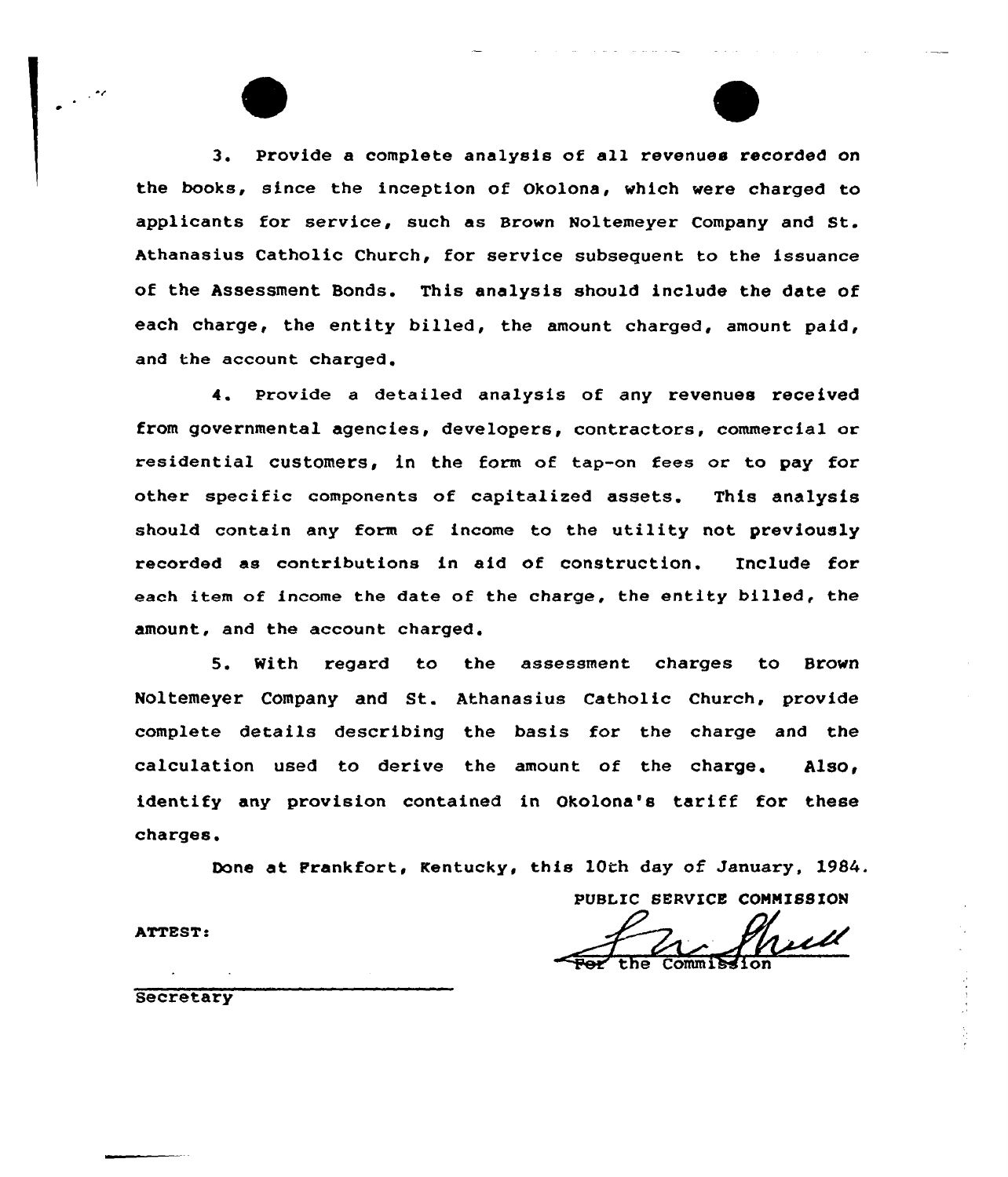3. Provide a complete analysis of all revenues recorded on the books, since the inception of Okolona, which were charged to applicants for service, such as Brown Noltemeyer Company and St. Athanasius Catholic Church, for service subsequent to the issuance of the Assessment Bonds. This analysis should include the date of each charge, the entity billed, the amount charged, amount paid, and the account charged.

4. Provide a detailed analysis of any revenues received from governmental agencies, developers, contractors, commercial or residential customers, in the form of tap-on fees or to pay for other specific components of capitalized assets. This analysis should contain any form of income to the utility not previously recorded as contributions in aid of construction. Include for each item of income the date of the charge, the entity billed, the amount, and the account charged.

5. With regard to the assessment charges to Brown Noltemeyer Company and St. Athanasius Catholic Church, provide complete details describing the basis for the charge and the calculation used to derive the amount of the charge. Also, identify any provision contained in Okolona's tariff for these charges.

Done at Frankfort, Kentucky, this 10th day of January, 1984.

PUBLIC SERVICE COMMISSION

For the Commission

ATTEST:

Secretary